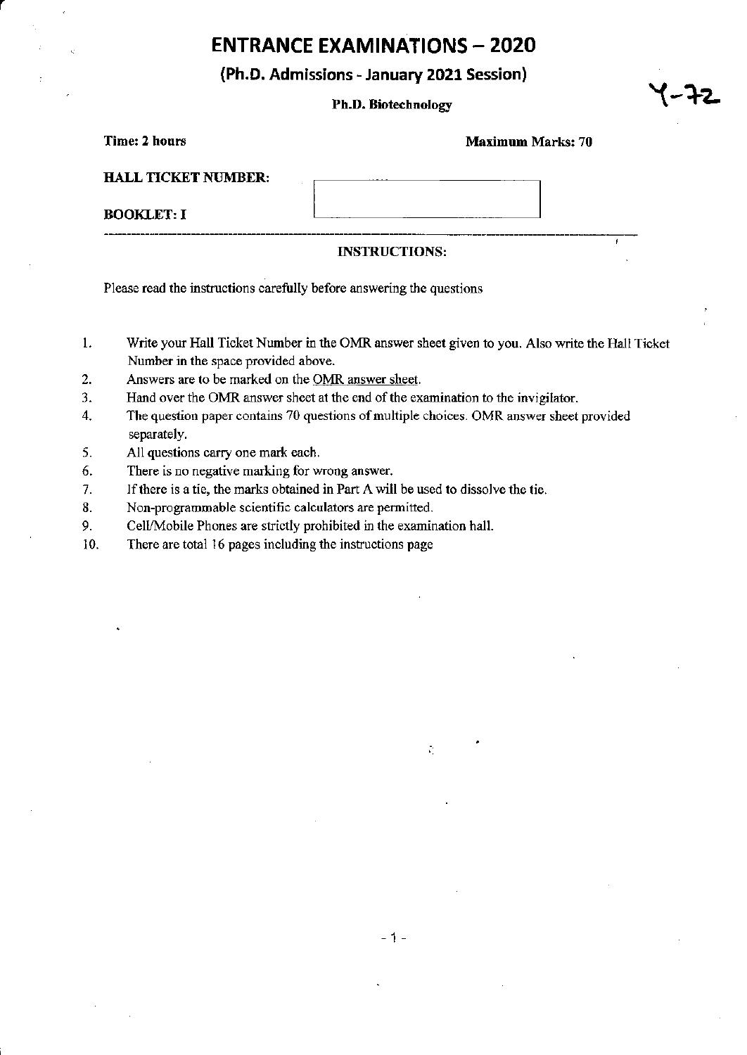# ENTRANCE EXAMINATIONS – 2020

## (Ph.D. Admissions - January 2021 Session)

**Ph.D. Biotechnology**

Y-72

**Time: 2 hours** **Maximum Marks: 70**

**HALL TICKET NUMBER:**

**BOOKLET: I**

---

**INSTRUCTIONS:**

Please read the instructions carefully before answering the questions

1. Write your Hall Ticket Number in the OMR answer sheet given to you. Also write the Hall Ticket Number in the space provided above.
2. Answers are to be marked on the OMR answer sheet.
3. Hand over the OMR answer sheet at the end of the examination to the invigilator.
4. The question paper contains 70 questions of multiple choices. OMR answer sheet provided separately.
5. All questions carry one mark each.
6. There is no negative marking for wrong answer.
7. If there is a tie, the marks obtained in Part A will be used to dissolve the tie.
8. Non-programmable scientific calculators are permitted.
9. Cell/Mobile Phones are strictly prohibited in the examination hall.
10. There are total 16 pages including the instructions page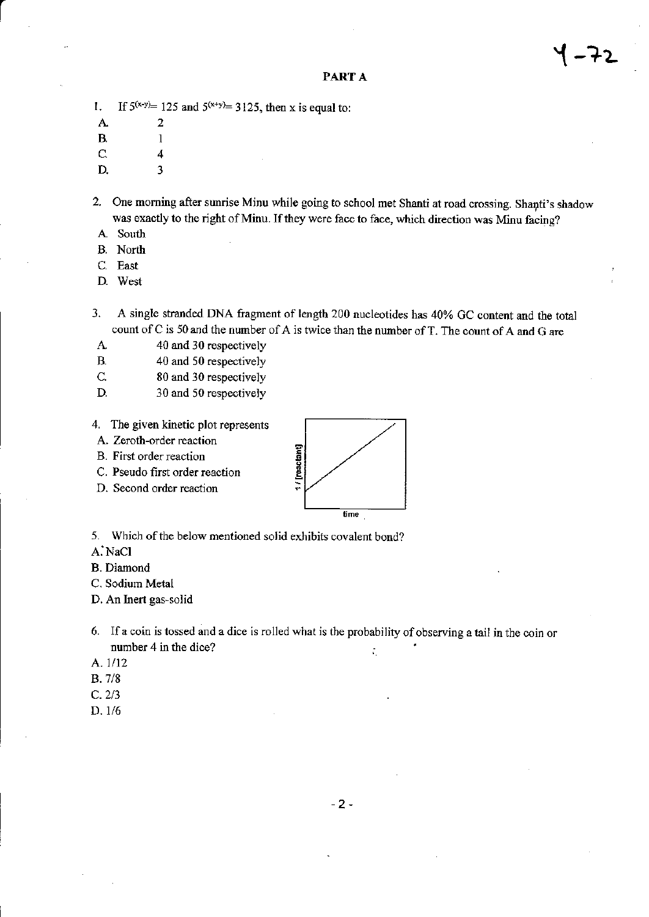## PART A

1. If $5^{(x-y)} = 125$ and $5^{(x+y)} = 3125$, then x is equal to:

A. 2
B. 1
C. 4
D. 3

2. One morning after sunrise Minu while going to school met Shanti at road crossing. Shanti's shadow was exactly to the right of Minu. If they were face to face, which direction was Minu facing?

A. South
B. North
C. East
D. West

3. A single stranded DNA fragment of length 200 nucleotides has 40% GC content and the total count of C is 50 and the number of A is twice than the number of T. The count of A and G are

A. 40 and 30 respectively
B. 40 and 50 respectively
C. 80 and 30 respectively
D. 30 and 50 respectively

4. The given kinetic plot represents

A. Zeroth-order reaction
B. First order reaction
C. Pseudo first order reaction
D. Second order reaction

(Plot: y-axis "1 / [reactant]", x-axis "time")

5. Which of the below mentioned solid exhibits covalent bond?

A. NaCl
B. Diamond
C. Sodium Metal
D. An Inert gas-solid

6. If a coin is tossed and a dice is rolled what is the probability of observing a tail in the coin or number 4 in the dice?

A. 1/12
B. 7/8
C. 2/3
D. 1/6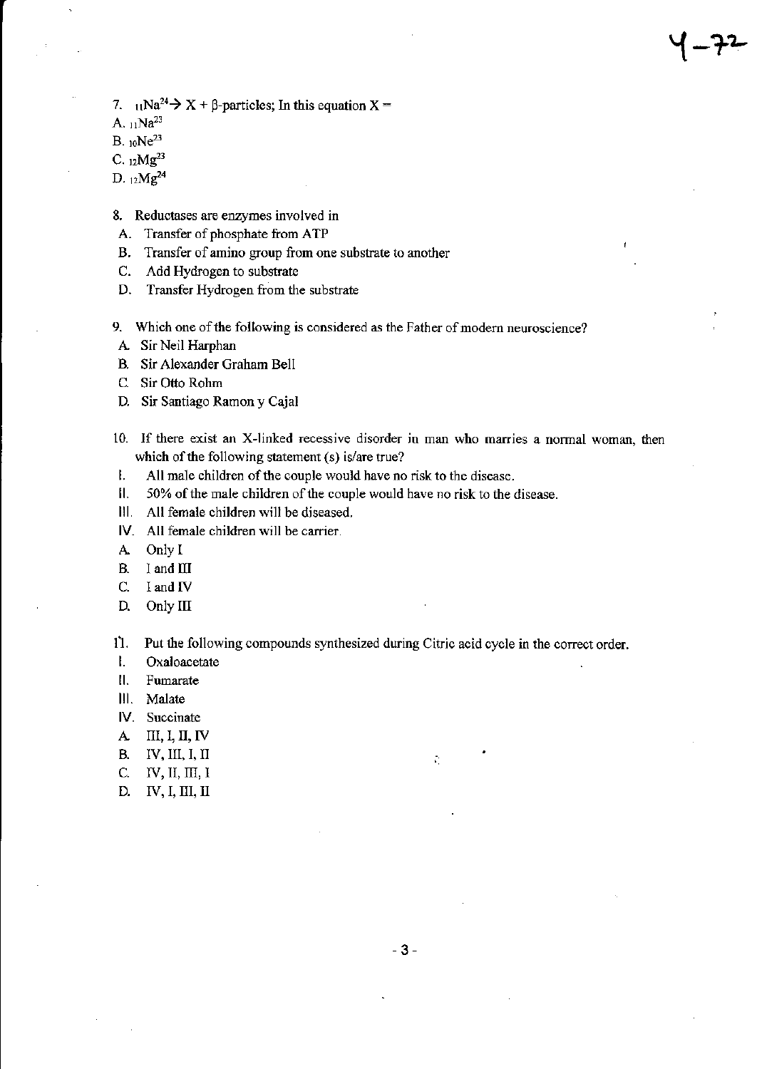7. ${}_{11}Na^{24} \rightarrow X + \beta$-particles; In this equation X =

A. ${}_{11}Na^{23}$

B. ${}_{10}Ne^{23}$

C. ${}_{12}Mg^{23}$

D. ${}_{12}Mg^{24}$

8. Reductases are enzymes involved in

A. Transfer of phosphate from ATP

B. Transfer of amino group from one substrate to another

C. Add Hydrogen to substrate

D. Transfer Hydrogen from the substrate

9. Which one of the following is considered as the Father of modern neuroscience?

A. Sir Neil Harphan

B. Sir Alexander Graham Bell

C. Sir Otto Rohm

D. Sir Santiago Ramon y Cajal

10. If there exist an X-linked recessive disorder in man who marries a normal woman, then which of the following statement (s) is/are true?

I. All male children of the couple would have no risk to the disease.

II. 50% of the male children of the couple would have no risk to the disease.

III. All female children will be diseased.

IV. All female children will be carrier.

A. Only I

B. I and III

C. I and IV

D. Only III

11. Put the following compounds synthesized during Citric acid cycle in the correct order.

I. Oxaloacetate

II. Fumarate

III. Malate

IV. Succinate

A. III, I, II, IV

B. IV, III, I, II

C. IV, II, III, I

D. IV, I, III, II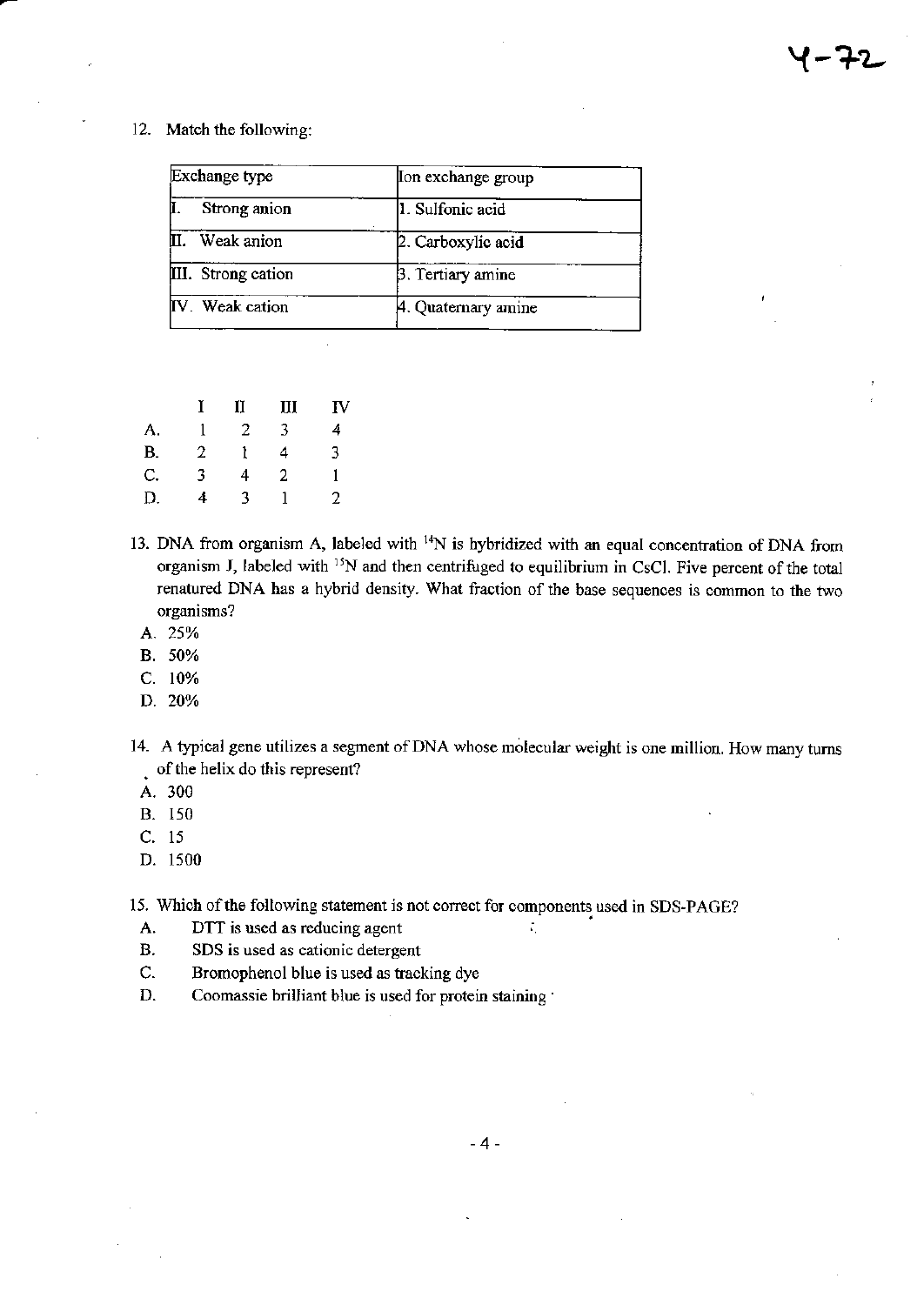12. Match the following:

| Exchange type | Ion exchange group |
|---|---|
| I. Strong anion | 1. Sulfonic acid |
| II. Weak anion | 2. Carboxylic acid |
| III. Strong cation | 3. Tertiary amine |
| IV. Weak cation | 4. Quaternary amine |

| | I | II | III | IV |
|---|---|---|---|---|
| A. | 1 | 2 | 3 | 4 |
| B. | 2 | 1 | 4 | 3 |
| C. | 3 | 4 | 2 | 1 |
| D. | 4 | 3 | 1 | 2 |

13. DNA from organism A, labeled with $^{14}N$ is hybridized with an equal concentration of DNA from organism J, labeled with $^{15}N$ and then centrifuged to equilibrium in CsCl. Five percent of the total renatured DNA has a hybrid density. What fraction of the base sequences is common to the two organisms?
   - A. 25%
   - B. 50%
   - C. 10%
   - D. 20%

14. A typical gene utilizes a segment of DNA whose molecular weight is one million. How many turns of the helix do this represent?
   - A. 300
   - B. 150
   - C. 15
   - D. 1500

15. Which of the following statement is not correct for components used in SDS-PAGE?
   - A. DTT is used as reducing agent
   - B. SDS is used as cationic detergent
   - C. Bromophenol blue is used as tracking dye
   - D. Coomassie brilliant blue is used for protein staining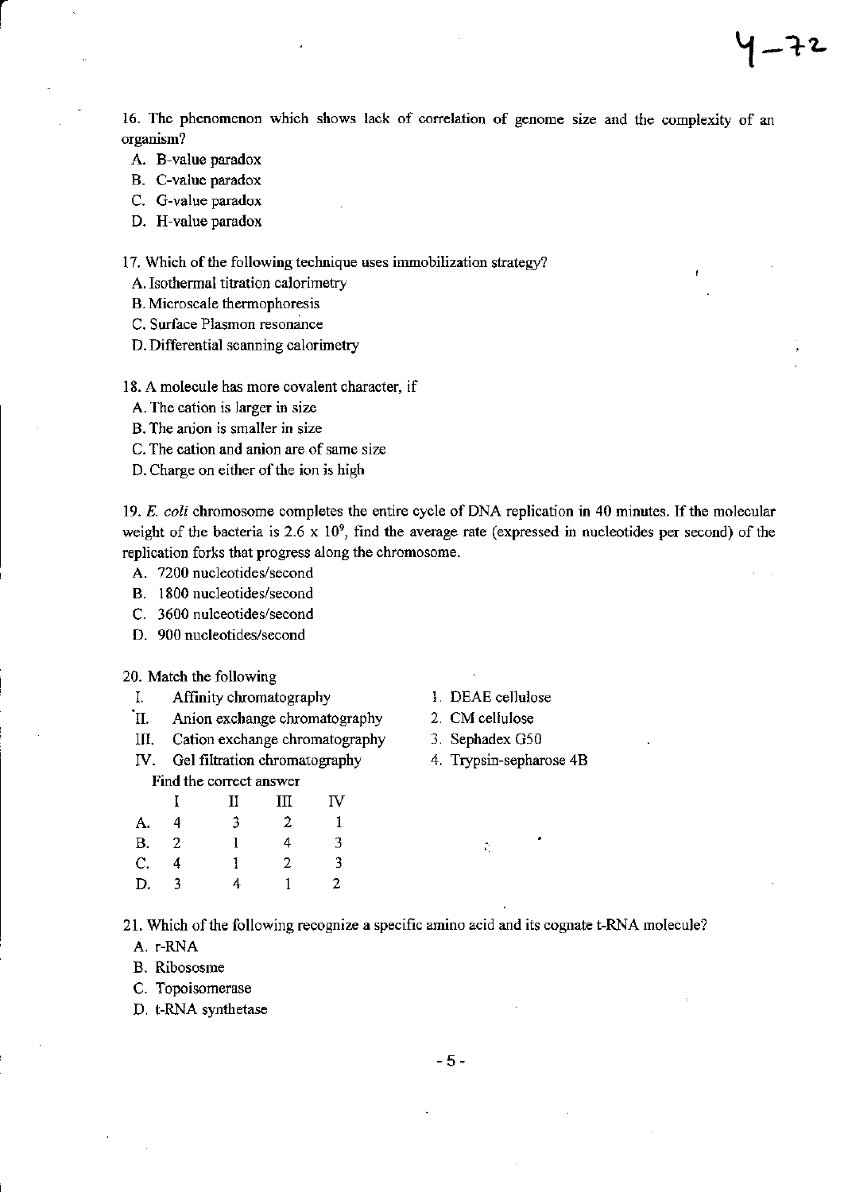16. The phenomenon which shows lack of correlation of genome size and the complexity of an organism?

A. B-value paradox
B. C-value paradox
C. G-value paradox
D. H-value paradox

17. Which of the following technique uses immobilization strategy?

A. Isothermal titration calorimetry
B. Microscale thermophoresis
C. Surface Plasmon resonance
D. Differential scanning calorimetry

18. A molecule has more covalent character, if

A. The cation is larger in size
B. The anion is smaller in size
C. The cation and anion are of same size
D. Charge on either of the ion is high

19. *E. coli* chromosome completes the entire cycle of DNA replication in 40 minutes. If the molecular weight of the bacteria is $2.6 \times 10^9$, find the average rate (expressed in nucleotides per second) of the replication forks that progress along the chromosome.

A. 7200 nucleotides/second
B. 1800 nucleotides/second
C. 3600 nulceotides/second
D. 900 nucleotides/second

20. Match the following

I. Affinity chromatography — 1. DEAE cellulose
II. Anion exchange chromatography — 2. CM cellulose
III. Cation exchange chromatography — 3. Sephadex G50
IV. Gel filtration chromatography — 4. Trypsin-sepharose 4B

Find the correct answer

| | I | II | III | IV |
|---|---|---|---|---|
| A. | 4 | 3 | 2 | 1 |
| B. | 2 | 1 | 4 | 3 |
| C. | 4 | 1 | 2 | 3 |
| D. | 3 | 4 | 1 | 2 |

21. Which of the following recognize a specific amino acid and its cognate t-RNA molecule?

A. r-RNA
B. Ribososme
C. Topoisomerase
D. t-RNA synthetase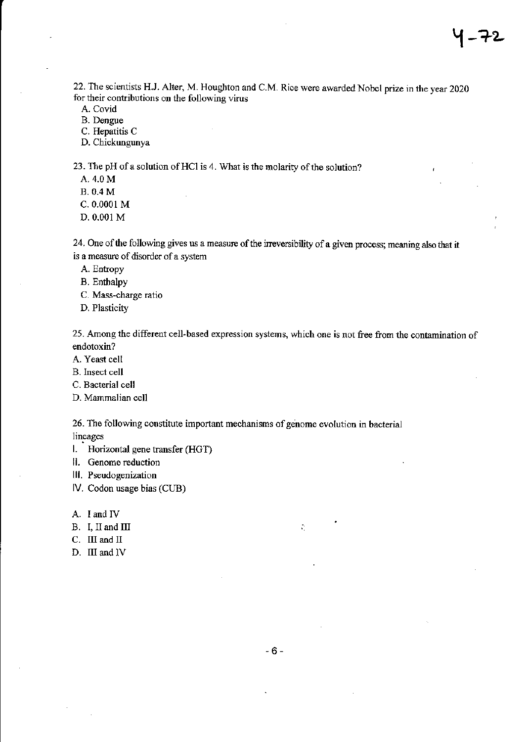22. The scientists H.J. Alter, M. Houghton and C.M. Rice were awarded Nobel prize in the year 2020 for their contributions on the following virus

A. Covid
B. Dengue
C. Hepatitis C
D. Chickungunya

23. The pH of a solution of HCl is 4. What is the molarity of the solution?

A. 4.0 M
B. 0.4 M
C. 0.0001 M
D. 0.001 M

24. One of the following gives us a measure of the irreversibility of a given process; meaning also that it is a measure of disorder of a system

A. Entropy
B. Enthalpy
C. Mass-charge ratio
D. Plasticity

25. Among the different cell-based expression systems, which one is not free from the contamination of endotoxin?

A. Yeast cell
B. Insect cell
C. Bacterial cell
D. Mammalian cell

26. The following constitute important mechanisms of genome evolution in bacterial lineages

I. Horizontal gene transfer (HGT)
II. Genome reduction
III. Pseudogenization
IV. Codon usage bias (CUB)

A. I and IV
B. I, II and III
C. III and II
D. III and IV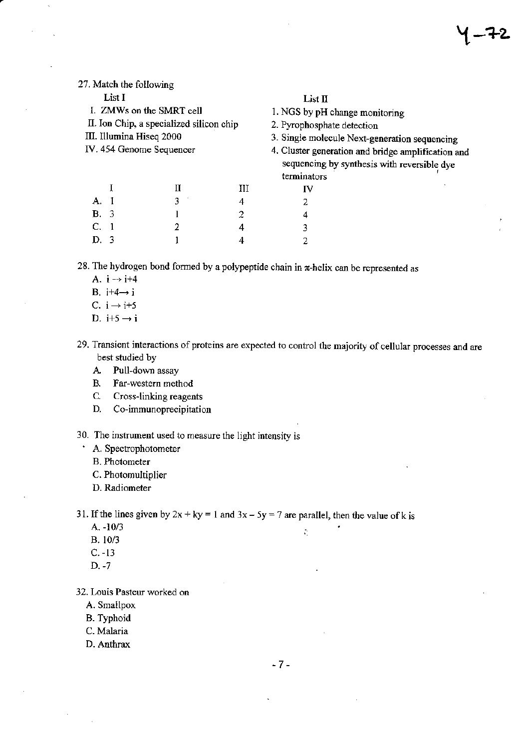27. Match the following

| List I | List II |
|---|---|
| I. ZMWs on the SMRT cell | 1. NGS by pH change monitoring |
| II. Ion Chip, a specialized silicon chip | 2. Pyrophosphate detection |
| III. Illumina Hiseq 2000 | 3. Single molecule Next-generation sequencing |
| IV. 454 Genome Sequencer | 4. Cluster generation and bridge amplification and sequencing by synthesis with reversible dye terminators |

| | I | II | III | IV |
|---|---|---|---|---|
| A. | 1 | 3 | 4 | 2 |
| B. | 3 | 1 | 2 | 4 |
| C. | 1 | 2 | 4 | 3 |
| D. | 3 | 1 | 4 | 2 |

28. The hydrogen bond formed by a polypeptide chain in π-helix can be represented as
    - A. $i \rightarrow i+4$
    - B. $i+4 \rightarrow i$
    - C. $i \rightarrow i+5$
    - D. $i+5 \rightarrow i$

29. Transient interactions of proteins are expected to control the majority of cellular processes and are best studied by
    - A. Pull-down assay
    - B. Far-western method
    - C. Cross-linking reagents
    - D. Co-immunoprecipitation

30. The instrument used to measure the light intensity is
    - A. Spectrophotometer
    - B. Photometer
    - C. Photomultiplier
    - D. Radiometer

31. If the lines given by $2x + ky = 1$ and $3x - 5y = 7$ are parallel, then the value of k is
    - A. -10/3
    - B. 10/3
    - C. -13
    - D. -7

32. Louis Pasteur worked on
    - A. Smallpox
    - B. Typhoid
    - C. Malaria
    - D. Anthrax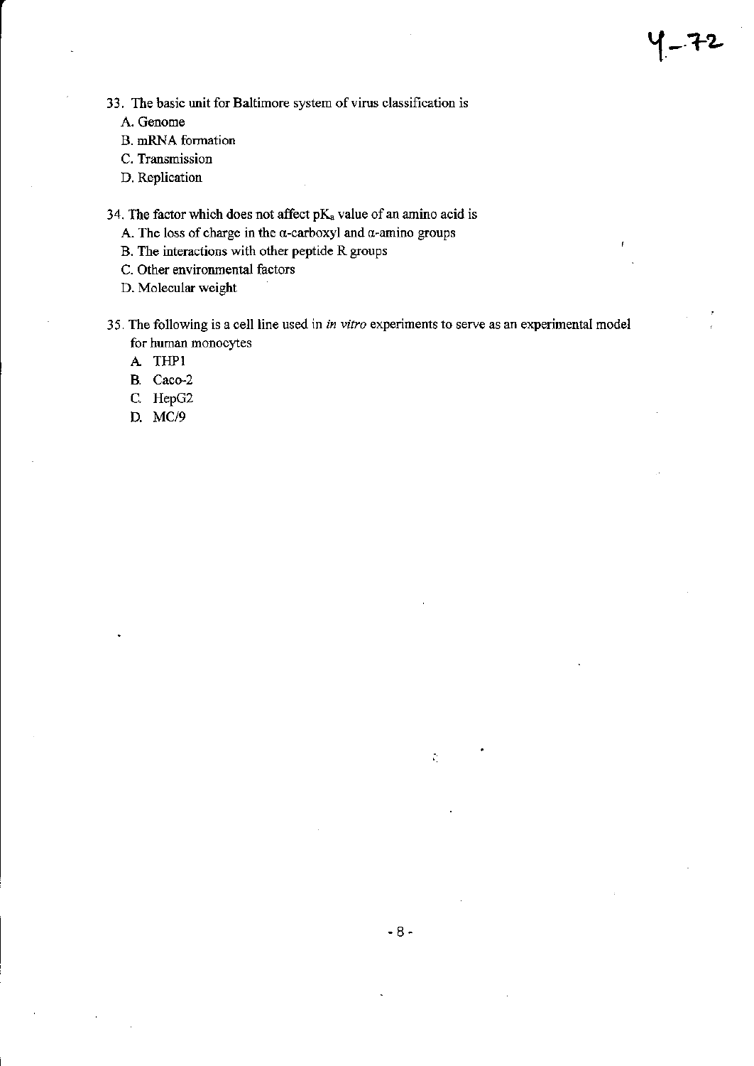33. The basic unit for Baltimore system of virus classification is

   A. Genome
   B. mRNA formation
   C. Transmission
   D. Replication

34. The factor which does not affect $pK_a$ value of an amino acid is

   A. The loss of charge in the $\alpha$-carboxyl and $\alpha$-amino groups
   B. The interactions with other peptide R groups
   C. Other environmental factors
   D. Molecular weight

35. The following is a cell line used in *in vitro* experiments to serve as an experimental model for human monocytes

   A. THP1
   B. Caco-2
   C. HepG2
   D. MC/9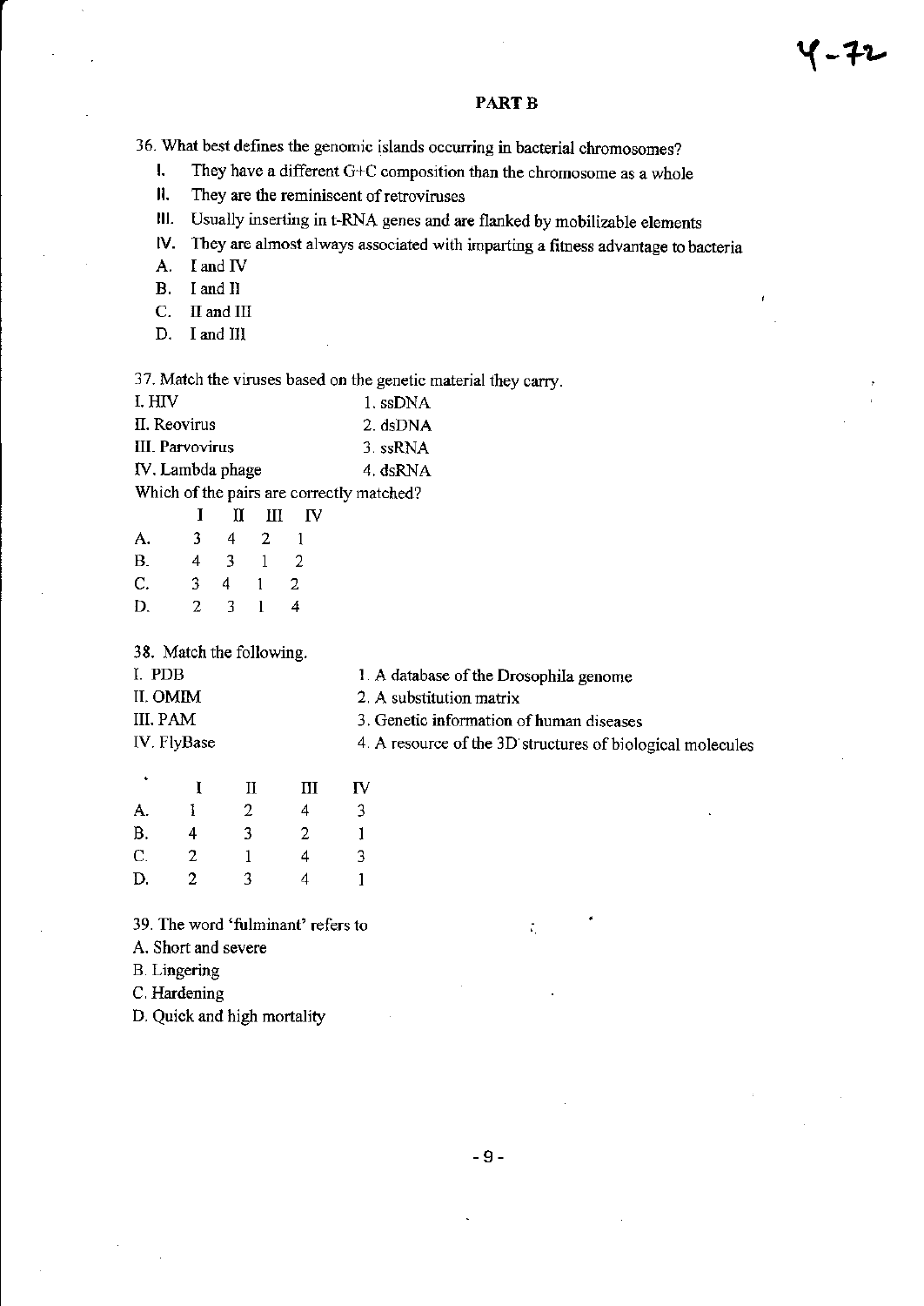**PART B**

36. What best defines the genomic islands occurring in bacterial chromosomes?

   I. They have a different G+C composition than the chromosome as a whole
   II. They are the reminiscent of retroviruses
   III. Usually inserting in t-RNA genes and are flanked by mobilizable elements
   IV. They are almost always associated with imparting a fitness advantage to bacteria

   A. I and IV
   B. I and II
   C. II and III
   D. I and III

37. Match the viruses based on the genetic material they carry.

| | |
|---|---|
| I. HIV | 1. ssDNA |
| II. Reovirus | 2. dsDNA |
| III. Parvovirus | 3. ssRNA |
| IV. Lambda phage | 4. dsRNA |

Which of the pairs are correctly matched?

| | I | II | III | IV |
|---|---|---|---|---|
| A. | 3 | 4 | 2 | 1 |
| B. | 4 | 3 | 1 | 2 |
| C. | 3 | 4 | 1 | 2 |
| D. | 2 | 3 | 1 | 4 |

38. Match the following.

| | |
|---|---|
| I. PDB | 1. A database of the Drosophila genome |
| II. OMIM | 2. A substitution matrix |
| III. PAM | 3. Genetic information of human diseases |
| IV. FlyBase | 4. A resource of the 3D structures of biological molecules |

| | I | II | III | IV |
|---|---|---|---|---|
| A. | 1 | 2 | 4 | 3 |
| B. | 4 | 3 | 2 | 1 |
| C. | 2 | 1 | 4 | 3 |
| D. | 2 | 3 | 4 | 1 |

39. The word 'fulminant' refers to

A. Short and severe
B. Lingering
C. Hardening
D. Quick and high mortality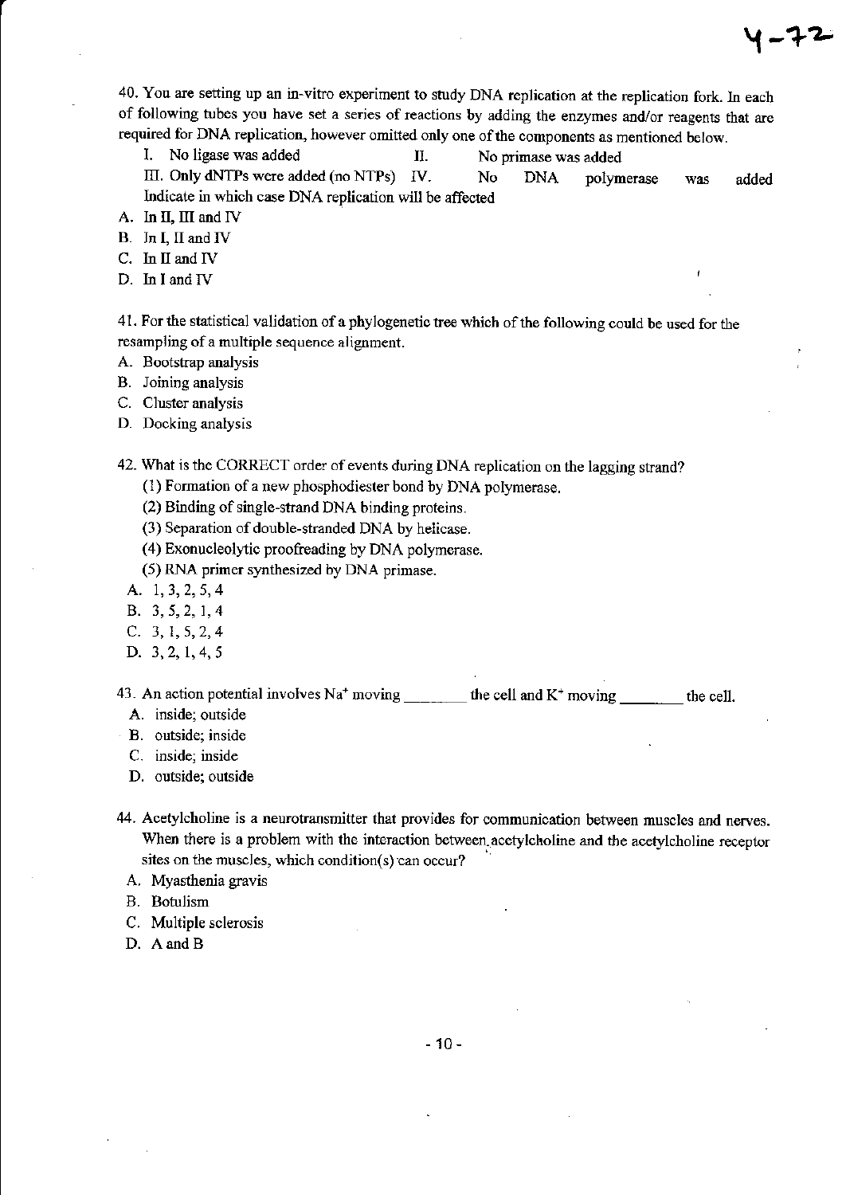40. You are setting up an in-vitro experiment to study DNA replication at the replication fork. In each of following tubes you have set a series of reactions by adding the enzymes and/or reagents that are required for DNA replication, however omitted only one of the components as mentioned below.

I. No ligase was added

II. No primase was added

III. Only dNTPs were added (no NTPs)

IV. No DNA polymerase was added

Indicate in which case DNA replication will be affected

A. In II, III and IV
B. In I, II and IV
C. In II and IV
D. In I and IV

41. For the statistical validation of a phylogenetic tree which of the following could be used for the resampling of a multiple sequence alignment.

A. Bootstrap analysis
B. Joining analysis
C. Cluster analysis
D. Docking analysis

42. What is the CORRECT order of events during DNA replication on the lagging strand?

(1) Formation of a new phosphodiester bond by DNA polymerase.
(2) Binding of single-strand DNA binding proteins.
(3) Separation of double-stranded DNA by helicase.
(4) Exonucleolytic proofreading by DNA polymerase.
(5) RNA primer synthesized by DNA primase.

A. 1, 3, 2, 5, 4
B. 3, 5, 2, 1, 4
C. 3, 1, 5, 2, 4
D. 3, 2, 1, 4, 5

43. An action potential involves $Na^+$ moving ________ the cell and $K^+$ moving ________ the cell.

A. inside; outside
B. outside; inside
C. inside; inside
D. outside; outside

44. Acetylcholine is a neurotransmitter that provides for communication between muscles and nerves. When there is a problem with the interaction between acetylcholine and the acetylcholine receptor sites on the muscles, which condition(s) can occur?

A. Myasthenia gravis
B. Botulism
C. Multiple sclerosis
D. A and B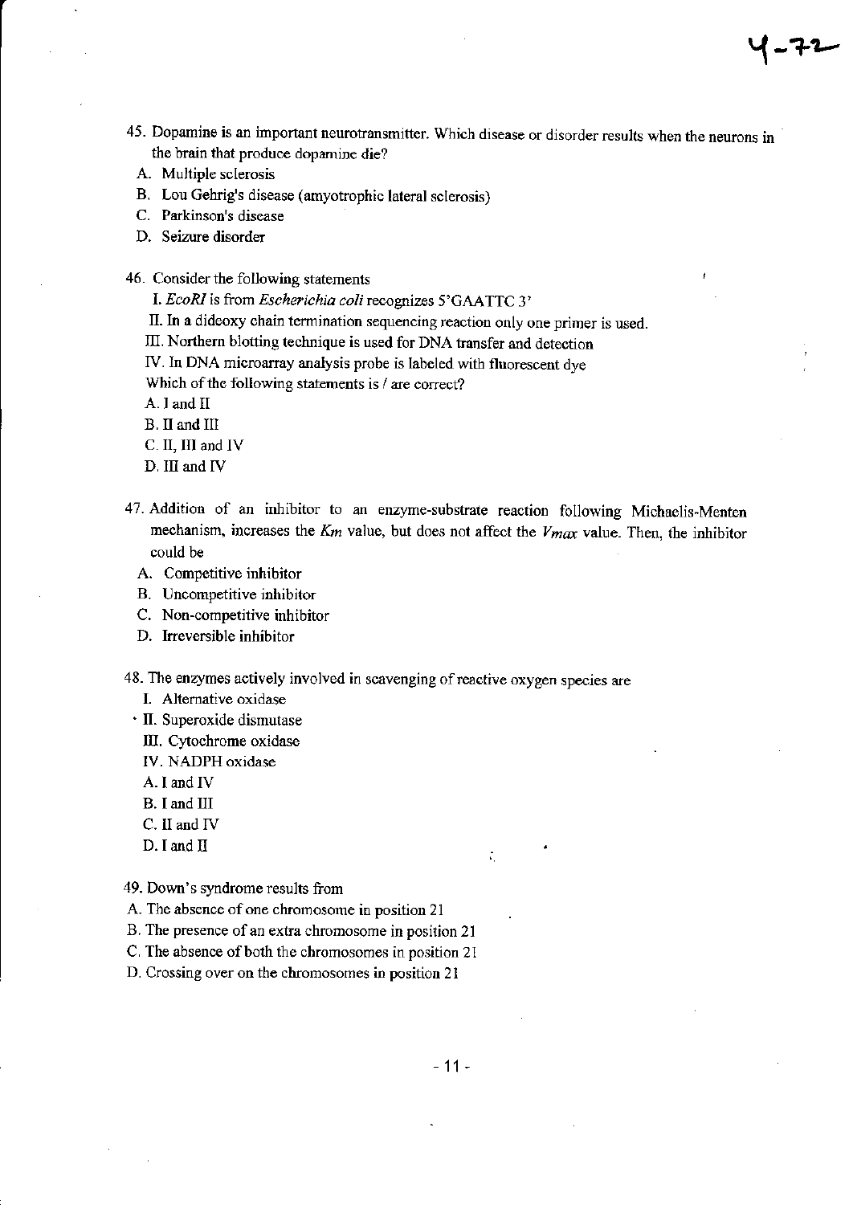45. Dopamine is an important neurotransmitter. Which disease or disorder results when the neurons in the brain that produce dopamine die?

A. Multiple sclerosis
B. Lou Gehrig's disease (amyotrophic lateral sclerosis)
C. Parkinson's disease
D. Seizure disorder

46. Consider the following statements

I. *EcoRI* is from *Escherichia coli* recognizes 5'GAATTC 3'
II. In a dideoxy chain termination sequencing reaction only one primer is used.
III. Northern blotting technique is used for DNA transfer and detection
IV. In DNA microarray analysis probe is labeled with fluorescent dye

Which of the following statements is / are correct?

A. I and II
B. II and III
C. II, III and IV
D. III and IV

47. Addition of an inhibitor to an enzyme-substrate reaction following Michaelis-Menten mechanism, increases the $Km$ value, but does not affect the $Vmax$ value. Then, the inhibitor could be

A. Competitive inhibitor
B. Uncompetitive inhibitor
C. Non-competitive inhibitor
D. Irreversible inhibitor

48. The enzymes actively involved in scavenging of reactive oxygen species are

I. Alternative oxidase
II. Superoxide dismutase
III. Cytochrome oxidase
IV. NADPH oxidase

A. I and IV
B. I and III
C. II and IV
D. I and II

49. Down's syndrome results from

A. The absence of one chromosome in position 21
B. The presence of an extra chromosome in position 21
C. The absence of both the chromosomes in position 21
D. Crossing over on the chromosomes in position 21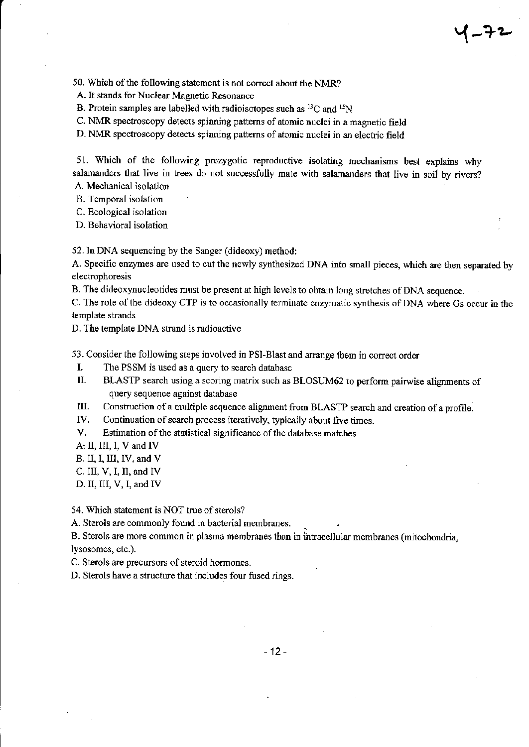50. Which of the following statement is not correct about the NMR?

A. It stands for Nuclear Magnetic Resonance

B. Protein samples are labelled with radioisotopes such as $^{13}C$ and $^{15}N$

C. NMR spectroscopy detects spinning patterns of atomic nuclei in a magnetic field

D. NMR spectroscopy detects spinning patterns of atomic nuclei in an electric field

51. Which of the following prezygotic reproductive isolating mechanisms best explains why salamanders that live in trees do not successfully mate with salamanders that live in soil by rivers?

A. Mechanical isolation

B. Temporal isolation

C. Ecological isolation

D. Behavioral isolation

52. In DNA sequencing by the Sanger (dideoxy) method:

A. Specific enzymes are used to cut the newly synthesized DNA into small pieces, which are then separated by electrophoresis

B. The dideoxynucleotides must be present at high levels to obtain long stretches of DNA sequence.

C. The role of the dideoxy CTP is to occasionally terminate enzymatic synthesis of DNA where Gs occur in the template strands

D. The template DNA strand is radioactive

53. Consider the following steps involved in PSI-Blast and arrange them in correct order

I. The PSSM is used as a query to search database

II. BLASTP search using a scoring matrix such as BLOSUM62 to perform pairwise alignments of query sequence against database

III. Construction of a multiple sequence alignment from BLASTP search and creation of a profile.

IV. Continuation of search process iteratively, typically about five times.

V. Estimation of the statistical significance of the database matches.

A. II, III, I, V and IV

B. II, I, III, IV, and V

C. III, V, I, II, and IV

D. II, III, V, I, and IV

54. Which statement is NOT true of sterols?

A. Sterols are commonly found in bacterial membranes.

B. Sterols are more common in plasma membranes than in intracellular membranes (mitochondria, lysosomes, etc.).

C. Sterols are precursors of steroid hormones.

D. Sterols have a structure that includes four fused rings.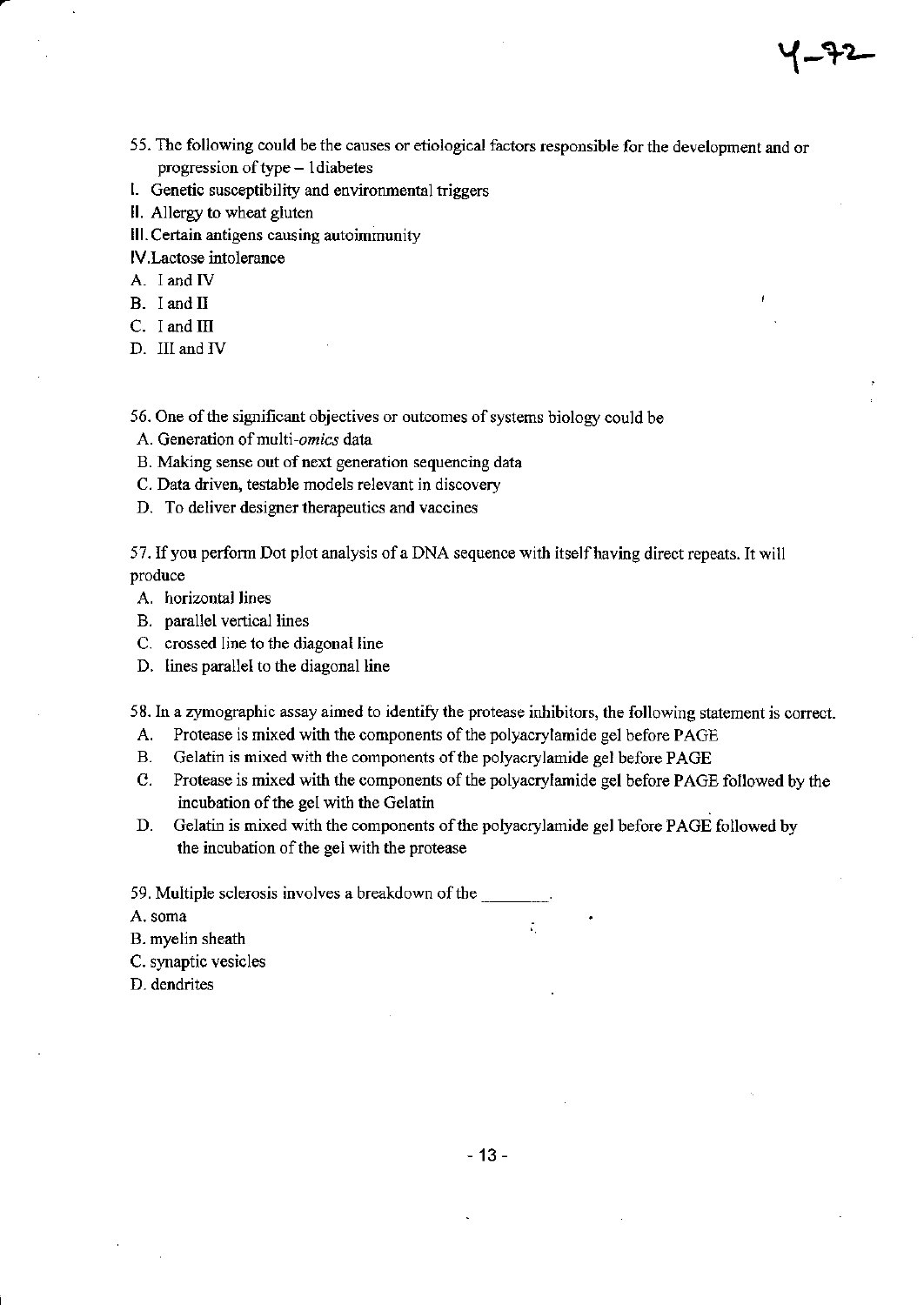55. The following could be the causes or etiological factors responsible for the development and or progression of type – 1diabetes

I. Genetic susceptibility and environmental triggers

II. Allergy to wheat gluten

III. Certain antigens causing autoimmunity

IV. Lactose intolerance

A. I and IV
B. I and II
C. I and III
D. III and IV

56. One of the significant objectives or outcomes of systems biology could be

A. Generation of multi-*omics* data
B. Making sense out of next generation sequencing data
C. Data driven, testable models relevant in discovery
D. To deliver designer therapeutics and vaccines

57. If you perform Dot plot analysis of a DNA sequence with itself having direct repeats. It will produce

A. horizontal lines
B. parallel vertical lines
C. crossed line to the diagonal line
D. lines parallel to the diagonal line

58. In a zymographic assay aimed to identify the protease inhibitors, the following statement is correct.

A. Protease is mixed with the components of the polyacrylamide gel before PAGE
B. Gelatin is mixed with the components of the polyacrylamide gel before PAGE
C. Protease is mixed with the components of the polyacrylamide gel before PAGE followed by the incubation of the gel with the Gelatin
D. Gelatin is mixed with the components of the polyacrylamide gel before PAGE followed by the incubation of the gel with the protease

59. Multiple sclerosis involves a breakdown of the ________.

A. soma
B. myelin sheath
C. synaptic vesicles
D. dendrites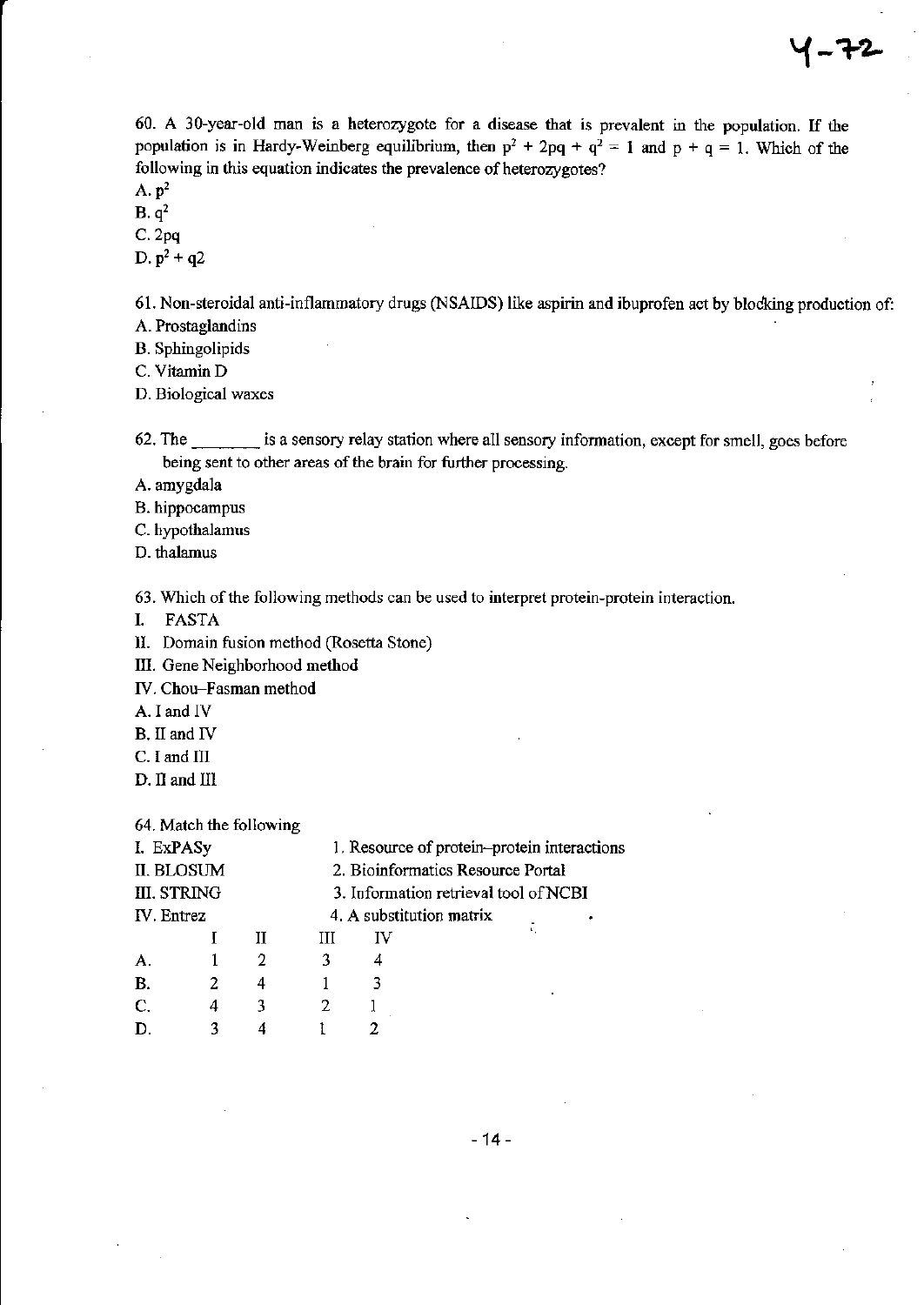60. A 30-year-old man is a heterozygote for a disease that is prevalent in the population. If the population is in Hardy-Weinberg equilibrium, then $p^2 + 2pq + q^2 = 1$ and $p + q = 1$. Which of the following in this equation indicates the prevalence of heterozygotes?

A. $p^2$

B. $q^2$

C. $2pq$

D. $p^2 + q2$

61. Non-steroidal anti-inflammatory drugs (NSAIDS) like aspirin and ibuprofen act by blocking production of:

A. Prostaglandins

B. Sphingolipids

C. Vitamin D

D. Biological waxes

62. The ________ is a sensory relay station where all sensory information, except for smell, goes before being sent to other areas of the brain for further processing.

A. amygdala

B. hippocampus

C. hypothalamus

D. thalamus

63. Which of the following methods can be used to interpret protein-protein interaction.

I. FASTA

II. Domain fusion method (Rosetta Stone)

III. Gene Neighborhood method

IV. Chou–Fasman method

A. I and IV

B. II and IV

C. I and III

D. II and III

64. Match the following

| | |
|---|---|
| I. ExPASy | 1. Resource of protein–protein interactions |
| II. BLOSUM | 2. Bioinformatics Resource Portal |
| III. STRING | 3. Information retrieval tool of NCBI |
| IV. Entrez | 4. A substitution matrix |

| | I | II | III | IV |
|---|---|---|---|---|
| A. | 1 | 2 | 3 | 4 |
| B. | 2 | 4 | 1 | 3 |
| C. | 4 | 3 | 2 | 1 |
| D. | 3 | 4 | 1 | 2 |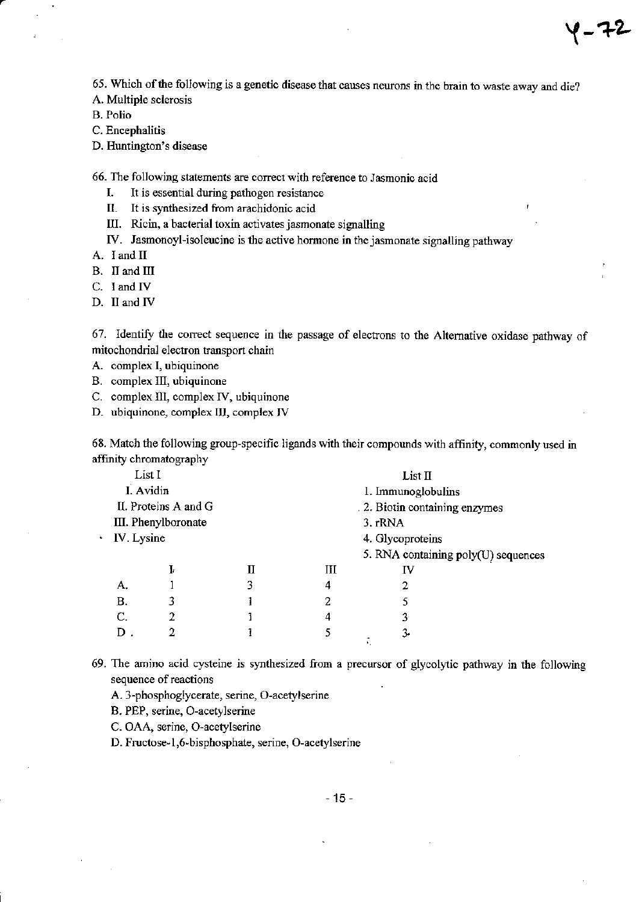65. Which of the following is a genetic disease that causes neurons in the brain to waste away and die?

A. Multiple sclerosis

B. Polio

C. Encephalitis

D. Huntington's disease

66. The following statements are correct with reference to Jasmonic acid

I. It is essential during pathogen resistance

II. It is synthesized from arachidonic acid

III. Ricin, a bacterial toxin activates jasmonate signalling

IV. Jasmonoyl-isoleucine is the active hormone in the jasmonate signalling pathway

A. I and II

B. II and III

C. I and IV

D. II and IV

67. Identify the correct sequence in the passage of electrons to the Alternative oxidase pathway of mitochondrial electron transport chain

A. complex I, ubiquinone

B. complex III, ubiquinone

C. complex III, complex IV, ubiquinone

D. ubiquinone, complex III, complex IV

68. Match the following group-specific ligands with their compounds with affinity, commonly used in affinity chromatography

| List I | List II |
|---|---|
| I. Avidin | 1. Immunoglobulins |
| II. Proteins A and G | 2. Biotin containing enzymes |
| III. Phenylboronate | 3. rRNA |
| IV. Lysine | 4. Glycoproteins |
| | 5. RNA containing poly(U) sequences |

| | I | II | III | IV |
|---|---|---|---|---|
| A. | 1 | 3 | 4 | 2 |
| B. | 3 | 1 | 2 | 5 |
| C. | 2 | 1 | 4 | 3 |
| D. | 2 | 1 | 5 | 3 |

69. The amino acid cysteine is synthesized from a precursor of glycolytic pathway in the following sequence of reactions

A. 3-phosphoglycerate, serine, O-acetylserine

B. PEP, serine, O-acetylserine

C. OAA, serine, O-acetylserine

D. Fructose-1,6-bisphosphate, serine, O-acetylserine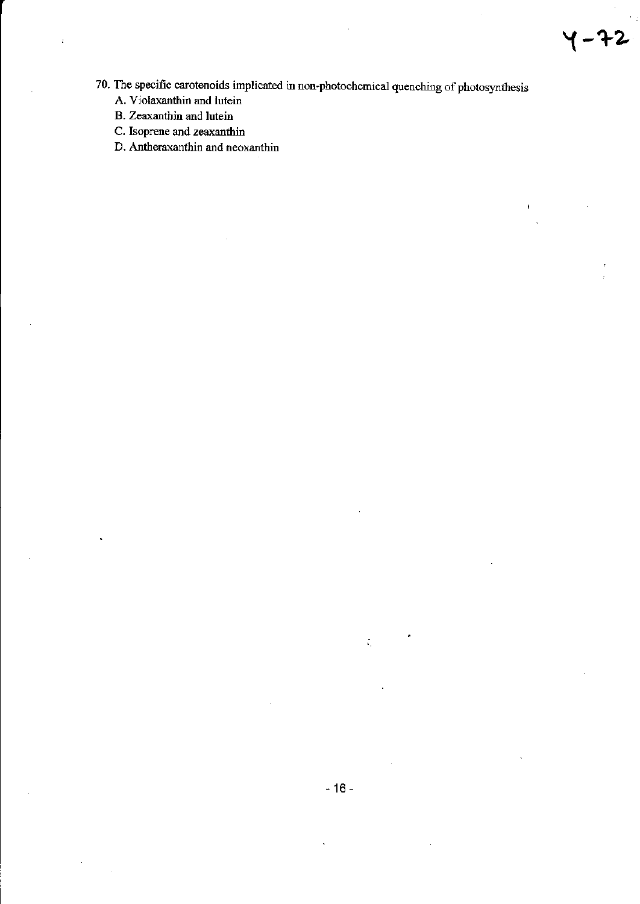70. The specific carotenoids implicated in non-photochemical quenching of photosynthesis
    A. Violaxanthin and lutein
    B. Zeaxanthin and lutein
    C. Isoprene and zeaxanthin
    D. Antheraxanthin and neoxanthin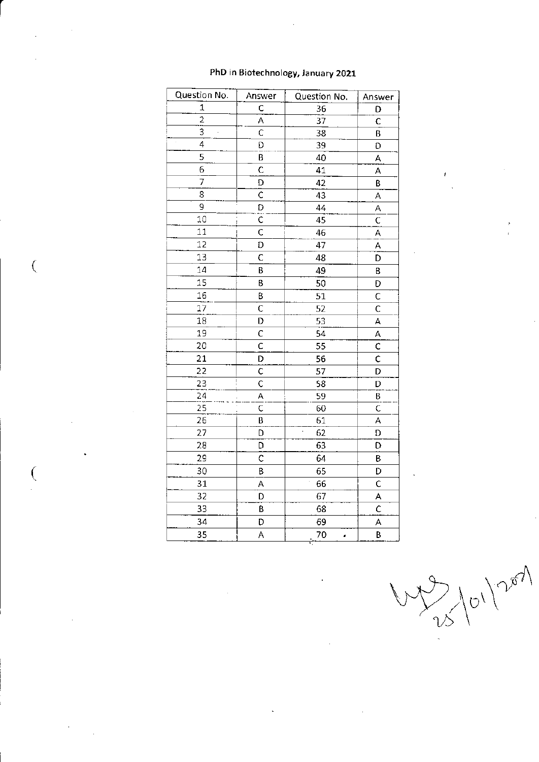# PhD in Biotechnology, January 2021

| Question No. | Answer | Question No. | Answer |
|---|---|---|---|
| 1 | C | 36 | D |
| 2 | A | 37 | C |
| 3 | C | 38 | B |
| 4 | D | 39 | D |
| 5 | B | 40 | A |
| 6 | C | 41 | A |
| 7 | D | 42 | B |
| 8 | C | 43 | A |
| 9 | D | 44 | A |
| 10 | C | 45 | C |
| 11 | C | 46 | A |
| 12 | D | 47 | A |
| 13 | C | 48 | D |
| 14 | B | 49 | B |
| 15 | B | 50 | D |
| 16 | B | 51 | C |
| 17 | C | 52 | C |
| 18 | D | 53 | A |
| 19 | C | 54 | A |
| 20 | C | 55 | C |
| 21 | D | 56 | C |
| 22 | C | 57 | D |
| 23 | C | 58 | D |
| 24 | A | 59 | B |
| 25 | C | 60 | C |
| 26 | B | 61 | A |
| 27 | D | 62 | D |
| 28 | D | 63 | D |
| 29 | C | 64 | B |
| 30 | B | 65 | D |
| 31 | A | 66 | C |
| 32 | D | 67 | A |
| 33 | B | 68 | C |
| 34 | D | 69 | A |
| 35 | A | 70 | B |

25/01/2021